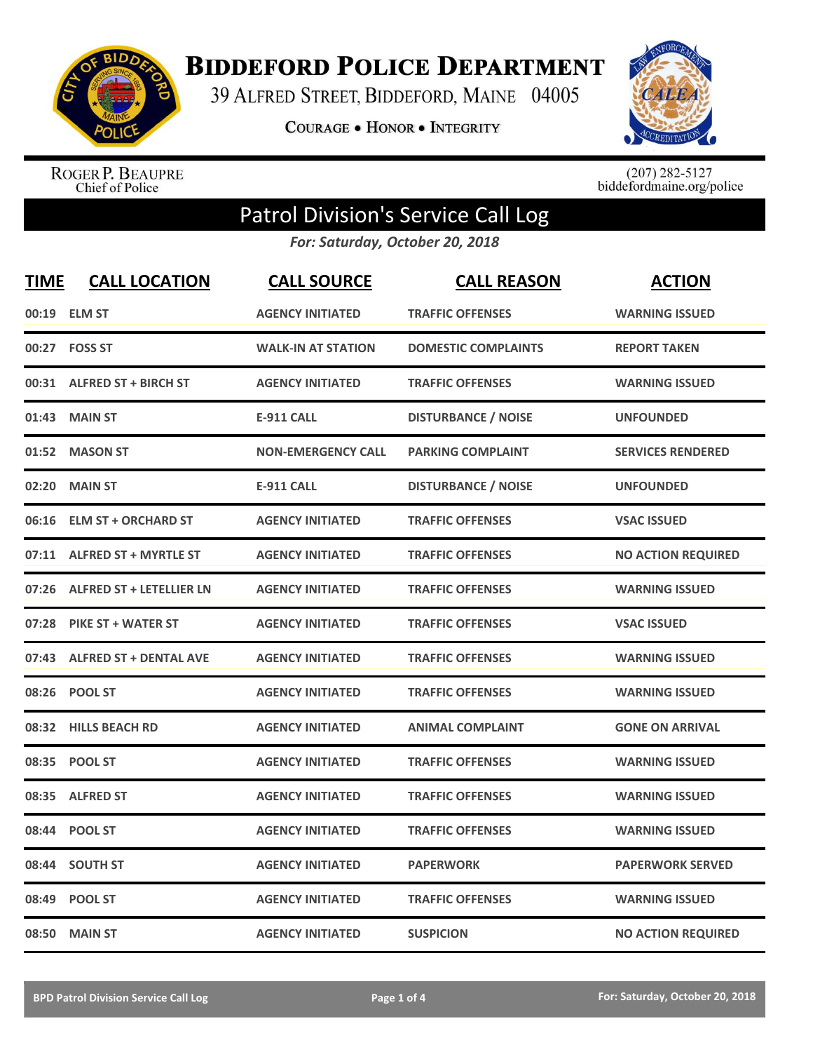# BIDDEFORD POLICE DEPARTMENT

39 ALFRED STREET, BIDDEFORD, MAINE 04005

COURAGE • HONOR • INTEGRITY

ROGER P. BEAUPRE
Chief of Police

(207) 282-5127
biddefordmaine.org/police

## Patrol Division's Service Call Log

*For: Saturday, October 20, 2018*

| TIME | CALL LOCATION | CALL SOURCE | CALL REASON | ACTION |
|---|---|---|---|---|
| 00:19 | ELM ST | AGENCY INITIATED | TRAFFIC OFFENSES | WARNING ISSUED |
| 00:27 | FOSS ST | WALK-IN AT STATION | DOMESTIC COMPLAINTS | REPORT TAKEN |
| 00:31 | ALFRED ST + BIRCH ST | AGENCY INITIATED | TRAFFIC OFFENSES | WARNING ISSUED |
| 01:43 | MAIN ST | E-911 CALL | DISTURBANCE / NOISE | UNFOUNDED |
| 01:52 | MASON ST | NON-EMERGENCY CALL | PARKING COMPLAINT | SERVICES RENDERED |
| 02:20 | MAIN ST | E-911 CALL | DISTURBANCE / NOISE | UNFOUNDED |
| 06:16 | ELM ST + ORCHARD ST | AGENCY INITIATED | TRAFFIC OFFENSES | VSAC ISSUED |
| 07:11 | ALFRED ST + MYRTLE ST | AGENCY INITIATED | TRAFFIC OFFENSES | NO ACTION REQUIRED |
| 07:26 | ALFRED ST + LETELLIER LN | AGENCY INITIATED | TRAFFIC OFFENSES | WARNING ISSUED |
| 07:28 | PIKE ST + WATER ST | AGENCY INITIATED | TRAFFIC OFFENSES | VSAC ISSUED |
| 07:43 | ALFRED ST + DENTAL AVE | AGENCY INITIATED | TRAFFIC OFFENSES | WARNING ISSUED |
| 08:26 | POOL ST | AGENCY INITIATED | TRAFFIC OFFENSES | WARNING ISSUED |
| 08:32 | HILLS BEACH RD | AGENCY INITIATED | ANIMAL COMPLAINT | GONE ON ARRIVAL |
| 08:35 | POOL ST | AGENCY INITIATED | TRAFFIC OFFENSES | WARNING ISSUED |
| 08:35 | ALFRED ST | AGENCY INITIATED | TRAFFIC OFFENSES | WARNING ISSUED |
| 08:44 | POOL ST | AGENCY INITIATED | TRAFFIC OFFENSES | WARNING ISSUED |
| 08:44 | SOUTH ST | AGENCY INITIATED | PAPERWORK | PAPERWORK SERVED |
| 08:49 | POOL ST | AGENCY INITIATED | TRAFFIC OFFENSES | WARNING ISSUED |
| 08:50 | MAIN ST | AGENCY INITIATED | SUSPICION | NO ACTION REQUIRED |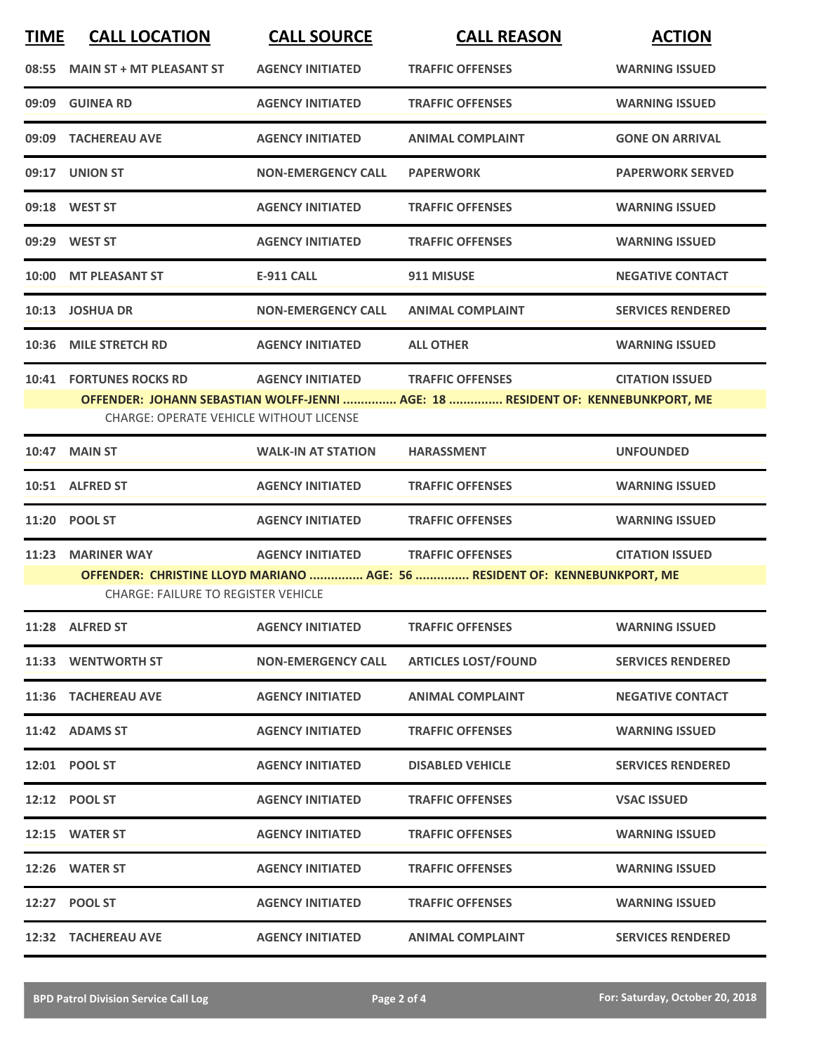| TIME | CALL LOCATION | CALL SOURCE | CALL REASON | ACTION |
|---|---|---|---|---|
| 08:55 | MAIN ST + MT PLEASANT ST | AGENCY INITIATED | TRAFFIC OFFENSES | WARNING ISSUED |
| 09:09 | GUINEA RD | AGENCY INITIATED | TRAFFIC OFFENSES | WARNING ISSUED |
| 09:09 | TACHEREAU AVE | AGENCY INITIATED | ANIMAL COMPLAINT | GONE ON ARRIVAL |
| 09:17 | UNION ST | NON-EMERGENCY CALL | PAPERWORK | PAPERWORK SERVED |
| 09:18 | WEST ST | AGENCY INITIATED | TRAFFIC OFFENSES | WARNING ISSUED |
| 09:29 | WEST ST | AGENCY INITIATED | TRAFFIC OFFENSES | WARNING ISSUED |
| 10:00 | MT PLEASANT ST | E-911 CALL | 911 MISUSE | NEGATIVE CONTACT |
| 10:13 | JOSHUA DR | NON-EMERGENCY CALL | ANIMAL COMPLAINT | SERVICES RENDERED |
| 10:36 | MILE STRETCH RD | AGENCY INITIATED | ALL OTHER | WARNING ISSUED |
| 10:41 | FORTUNES ROCKS RD | AGENCY INITIATED | TRAFFIC OFFENSES | CITATION ISSUED |
| | OFFENDER: JOHANN SEBASTIAN WOLFF-JENNI ............... AGE: 18 ............... RESIDENT OF: KENNEBUNKPORT, ME | | | |
| | CHARGE: OPERATE VEHICLE WITHOUT LICENSE | | | |
| 10:47 | MAIN ST | WALK-IN AT STATION | HARASSMENT | UNFOUNDED |
| 10:51 | ALFRED ST | AGENCY INITIATED | TRAFFIC OFFENSES | WARNING ISSUED |
| 11:20 | POOL ST | AGENCY INITIATED | TRAFFIC OFFENSES | WARNING ISSUED |
| 11:23 | MARINER WAY | AGENCY INITIATED | TRAFFIC OFFENSES | CITATION ISSUED |
| | OFFENDER: CHRISTINE LLOYD MARIANO ............... AGE: 56 ............... RESIDENT OF: KENNEBUNKPORT, ME | | | |
| | CHARGE: FAILURE TO REGISTER VEHICLE | | | |
| 11:28 | ALFRED ST | AGENCY INITIATED | TRAFFIC OFFENSES | WARNING ISSUED |
| 11:33 | WENTWORTH ST | NON-EMERGENCY CALL | ARTICLES LOST/FOUND | SERVICES RENDERED |
| 11:36 | TACHEREAU AVE | AGENCY INITIATED | ANIMAL COMPLAINT | NEGATIVE CONTACT |
| 11:42 | ADAMS ST | AGENCY INITIATED | TRAFFIC OFFENSES | WARNING ISSUED |
| 12:01 | POOL ST | AGENCY INITIATED | DISABLED VEHICLE | SERVICES RENDERED |
| 12:12 | POOL ST | AGENCY INITIATED | TRAFFIC OFFENSES | VSAC ISSUED |
| 12:15 | WATER ST | AGENCY INITIATED | TRAFFIC OFFENSES | WARNING ISSUED |
| 12:26 | WATER ST | AGENCY INITIATED | TRAFFIC OFFENSES | WARNING ISSUED |
| 12:27 | POOL ST | AGENCY INITIATED | TRAFFIC OFFENSES | WARNING ISSUED |
| 12:32 | TACHEREAU AVE | AGENCY INITIATED | ANIMAL COMPLAINT | SERVICES RENDERED |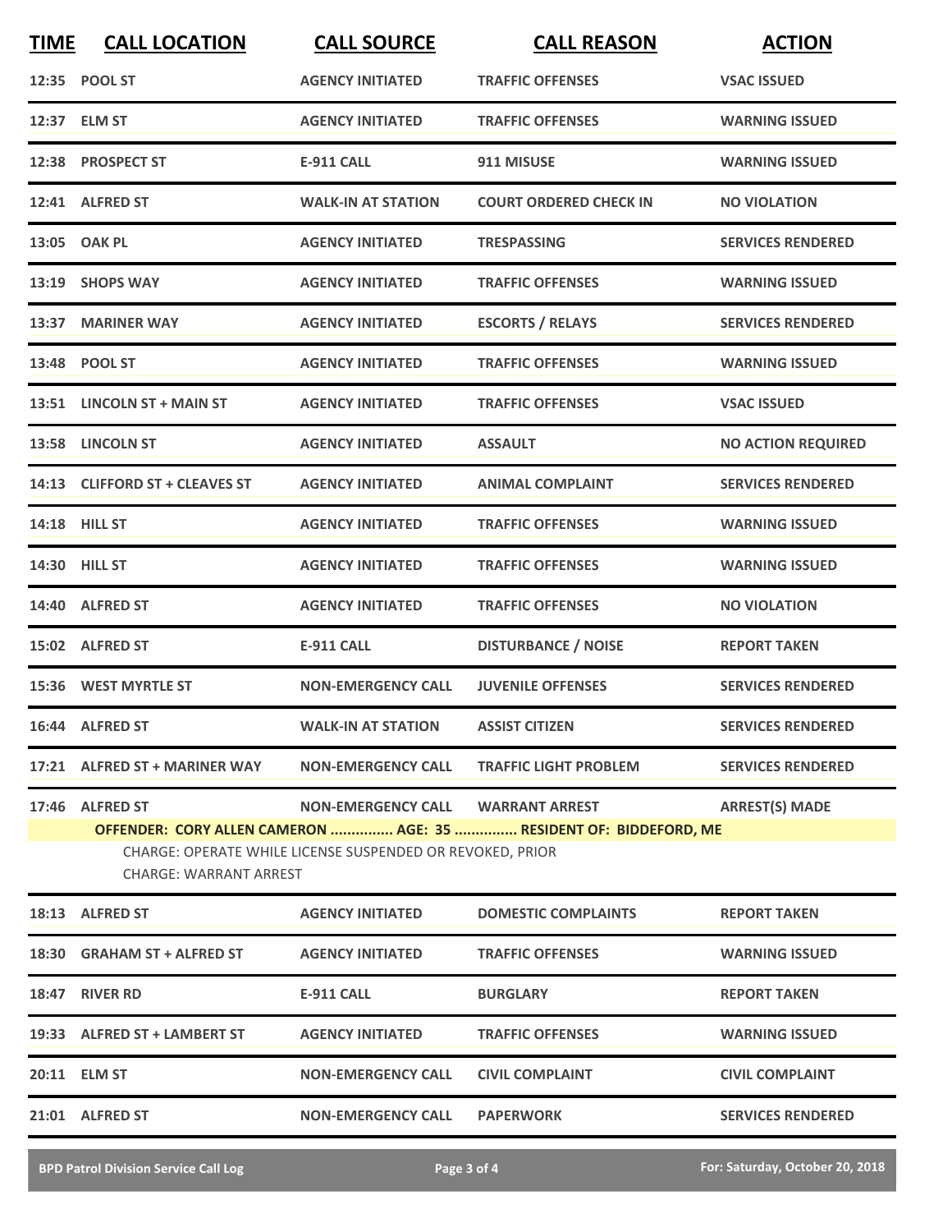| TIME | CALL LOCATION | CALL SOURCE | CALL REASON | ACTION |
|---|---|---|---|---|
| 12:35 | POOL ST | AGENCY INITIATED | TRAFFIC OFFENSES | VSAC ISSUED |
| 12:37 | ELM ST | AGENCY INITIATED | TRAFFIC OFFENSES | WARNING ISSUED |
| 12:38 | PROSPECT ST | E-911 CALL | 911 MISUSE | WARNING ISSUED |
| 12:41 | ALFRED ST | WALK-IN AT STATION | COURT ORDERED CHECK IN | NO VIOLATION |
| 13:05 | OAK PL | AGENCY INITIATED | TRESPASSING | SERVICES RENDERED |
| 13:19 | SHOPS WAY | AGENCY INITIATED | TRAFFIC OFFENSES | WARNING ISSUED |
| 13:37 | MARINER WAY | AGENCY INITIATED | ESCORTS / RELAYS | SERVICES RENDERED |
| 13:48 | POOL ST | AGENCY INITIATED | TRAFFIC OFFENSES | WARNING ISSUED |
| 13:51 | LINCOLN ST + MAIN ST | AGENCY INITIATED | TRAFFIC OFFENSES | VSAC ISSUED |
| 13:58 | LINCOLN ST | AGENCY INITIATED | ASSAULT | NO ACTION REQUIRED |
| 14:13 | CLIFFORD ST + CLEAVES ST | AGENCY INITIATED | ANIMAL COMPLAINT | SERVICES RENDERED |
| 14:18 | HILL ST | AGENCY INITIATED | TRAFFIC OFFENSES | WARNING ISSUED |
| 14:30 | HILL ST | AGENCY INITIATED | TRAFFIC OFFENSES | WARNING ISSUED |
| 14:40 | ALFRED ST | AGENCY INITIATED | TRAFFIC OFFENSES | NO VIOLATION |
| 15:02 | ALFRED ST | E-911 CALL | DISTURBANCE / NOISE | REPORT TAKEN |
| 15:36 | WEST MYRTLE ST | NON-EMERGENCY CALL | JUVENILE OFFENSES | SERVICES RENDERED |
| 16:44 | ALFRED ST | WALK-IN AT STATION | ASSIST CITIZEN | SERVICES RENDERED |
| 17:21 | ALFRED ST + MARINER WAY | NON-EMERGENCY CALL | TRAFFIC LIGHT PROBLEM | SERVICES RENDERED |
| 17:46 | ALFRED ST | NON-EMERGENCY CALL | WARRANT ARREST | ARREST(S) MADE |

**OFFENDER: CORY ALLEN CAMERON ............... AGE: 35 ............... RESIDENT OF: BIDDEFORD, ME**

CHARGE: OPERATE WHILE LICENSE SUSPENDED OR REVOKED, PRIOR
CHARGE: WARRANT ARREST

| TIME | CALL LOCATION | CALL SOURCE | CALL REASON | ACTION |
|---|---|---|---|---|
| 18:13 | ALFRED ST | AGENCY INITIATED | DOMESTIC COMPLAINTS | REPORT TAKEN |
| 18:30 | GRAHAM ST + ALFRED ST | AGENCY INITIATED | TRAFFIC OFFENSES | WARNING ISSUED |
| 18:47 | RIVER RD | E-911 CALL | BURGLARY | REPORT TAKEN |
| 19:33 | ALFRED ST + LAMBERT ST | AGENCY INITIATED | TRAFFIC OFFENSES | WARNING ISSUED |
| 20:11 | ELM ST | NON-EMERGENCY CALL | CIVIL COMPLAINT | CIVIL COMPLAINT |
| 21:01 | ALFRED ST | NON-EMERGENCY CALL | PAPERWORK | SERVICES RENDERED |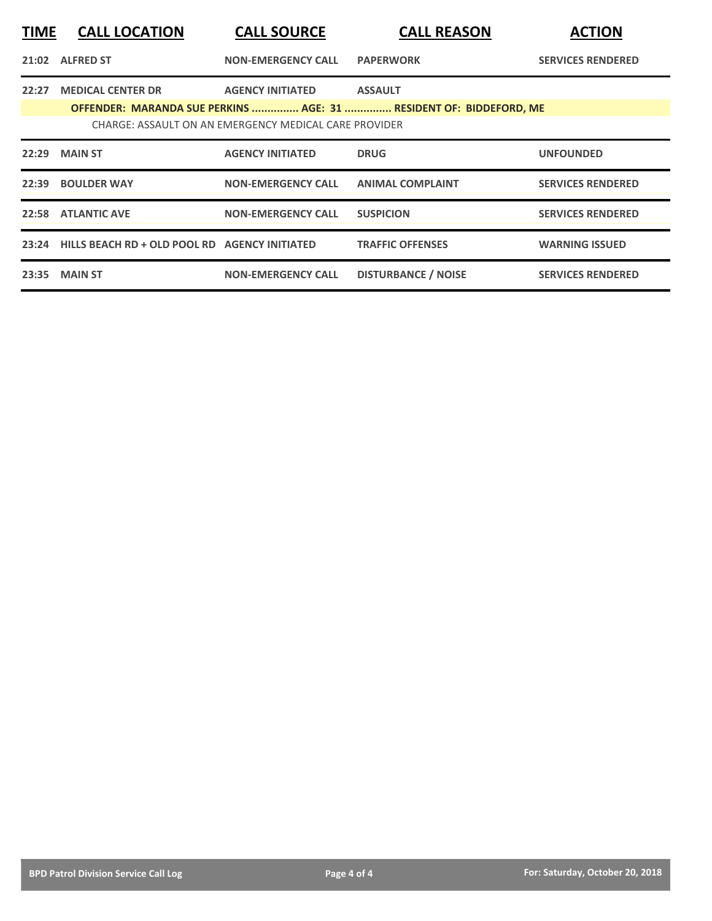| TIME | CALL LOCATION | CALL SOURCE | CALL REASON | ACTION |
|---|---|---|---|---|
| 21:02 | ALFRED ST | NON-EMERGENCY CALL | PAPERWORK | SERVICES RENDERED |
| 22:27 | MEDICAL CENTER DR | AGENCY INITIATED | ASSAULT | |
| | OFFENDER: MARANDA SUE PERKINS ............... AGE: 31 ............... RESIDENT OF: BIDDEFORD, ME | | | |
| | CHARGE: ASSAULT ON AN EMERGENCY MEDICAL CARE PROVIDER | | | |
| 22:29 | MAIN ST | AGENCY INITIATED | DRUG | UNFOUNDED |
| 22:39 | BOULDER WAY | NON-EMERGENCY CALL | ANIMAL COMPLAINT | SERVICES RENDERED |
| 22:58 | ATLANTIC AVE | NON-EMERGENCY CALL | SUSPICION | SERVICES RENDERED |
| 23:24 | HILLS BEACH RD + OLD POOL RD | AGENCY INITIATED | TRAFFIC OFFENSES | WARNING ISSUED |
| 23:35 | MAIN ST | NON-EMERGENCY CALL | DISTURBANCE / NOISE | SERVICES RENDERED |